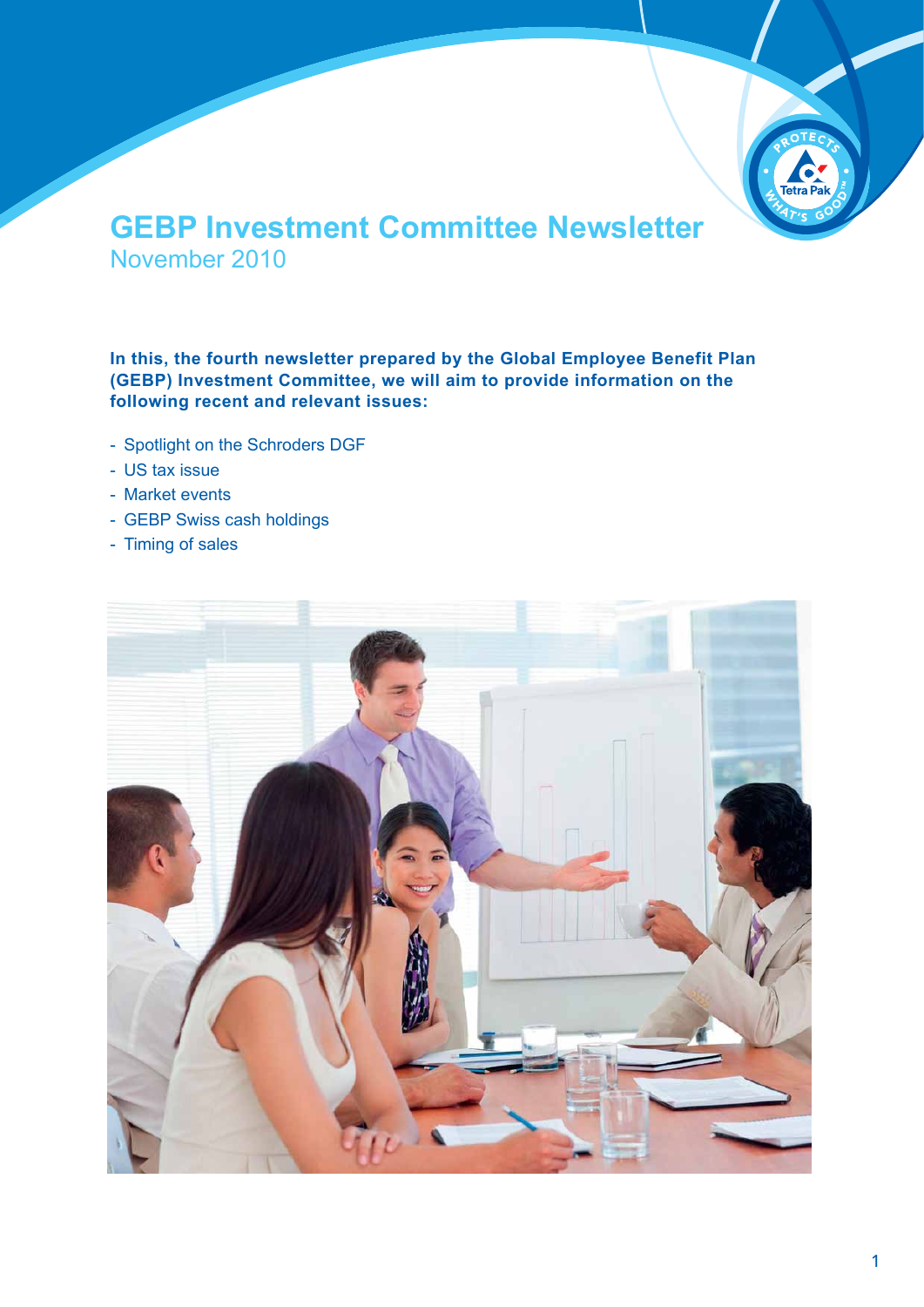# GEBP Investment Committee Newsletter

November 2010

**In this, the fourth newsletter prepared by the Global Employee Benefit Plan (GEBP) Investment Committee, we will aim to provide information on the following recent and relevant issues:**

- Spotlight on the Schroders DGF
- US tax issue
- Market events
- GEBP Swiss cash holdings
- Timing of sales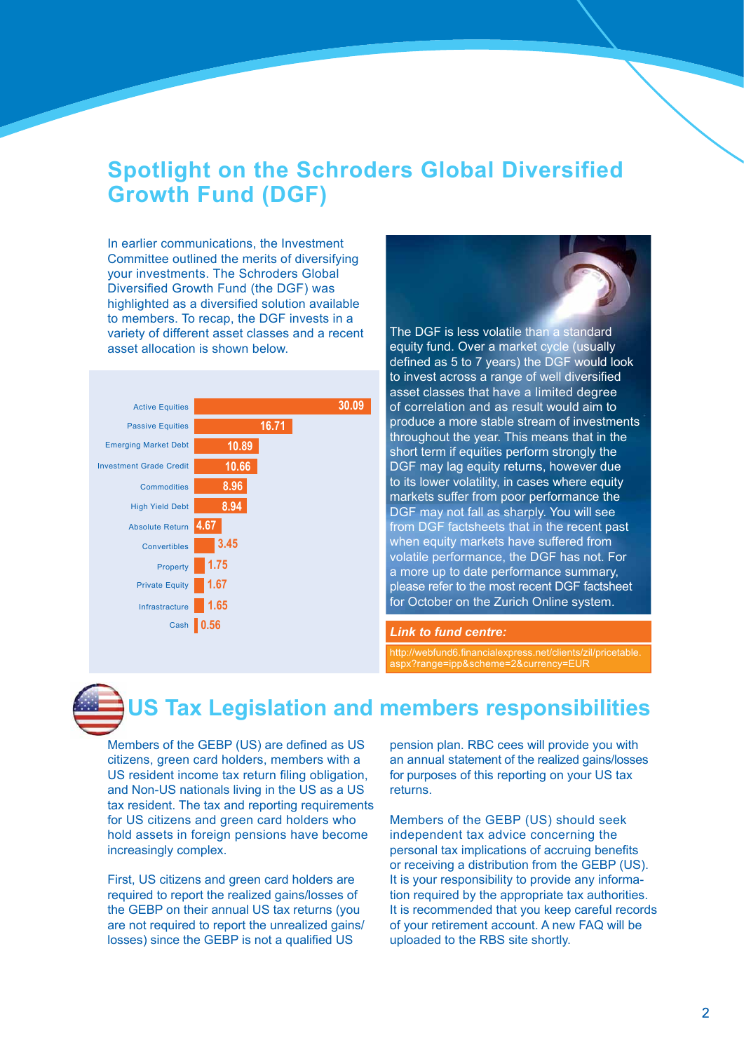# Spotlight on the Schroders Global Diversified Growth Fund (DGF)

In earlier communications, the Investment Committee outlined the merits of diversifying your investments. The Schroders Global Diversified Growth Fund (the DGF) was highlighted as a diversified solution available to members. To recap, the DGF invests in a variety of different asset classes and a recent asset allocation is shown below.

| Asset class | Allocation |
|---|---|
| Active Equities | 30.09 |
| Passive Equities | 16.71 |
| Emerging Market Debt | 10.89 |
| Investment Grade Credit | 10.66 |
| Commodities | 8.96 |
| High Yield Debt | 8.94 |
| Absolute Return | 4.67 |
| Convertibles | 3.45 |
| Property | 1.75 |
| Private Equity | 1.67 |
| Infrastructure | 1.65 |
| Cash | 0.56 |

The DGF is less volatile than a standard equity fund. Over a market cycle (usually defined as 5 to 7 years) the DGF would look to invest across a range of well diversified asset classes that have a limited degree of correlation and as result would aim to produce a more stable stream of investments throughout the year. This means that in the short term if equities perform strongly the DGF may lag equity returns, however due to its lower volatility, in cases where equity markets suffer from poor performance the DGF may not fall as sharply. You will see from DGF factsheets that in the recent past when equity markets have suffered from volatile performance, the DGF has not. For a more up to date performance summary, please refer to the most recent DGF factsheet for October on the Zurich Online system.

***Link to fund centre:***

http://webfund6.financialexpress.net/clients/zil/pricetable.aspx?range=ipp&scheme=2&currency=EUR

# US Tax Legislation and members responsibilities

Members of the GEBP (US) are defined as US citizens, green card holders, members with a US resident income tax return filing obligation, and Non-US nationals living in the US as a US tax resident. The tax and reporting requirements for US citizens and green card holders who hold assets in foreign pensions have become increasingly complex.

First, US citizens and green card holders are required to report the realized gains/losses of the GEBP on their annual US tax returns (you are not required to report the unrealized gains/losses) since the GEBP is not a qualified US pension plan. RBC cees will provide you with an annual statement of the realized gains/losses for purposes of this reporting on your US tax returns.

Members of the GEBP (US) should seek independent tax advice concerning the personal tax implications of accruing benefits or receiving a distribution from the GEBP (US). It is your responsibility to provide any information required by the appropriate tax authorities. It is recommended that you keep careful records of your retirement account. A new FAQ will be uploaded to the RBS site shortly.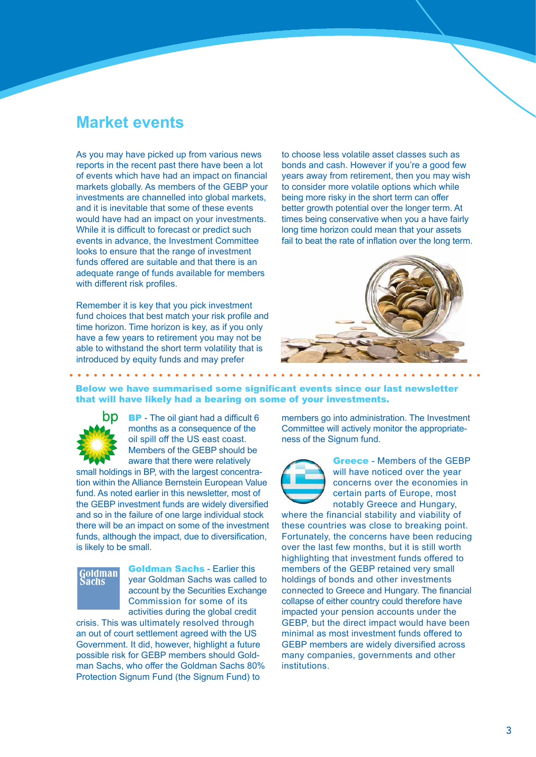# Market events

As you may have picked up from various news reports in the recent past there have been a lot of events which have had an impact on financial markets globally. As members of the GEBP your investments are channelled into global markets, and it is inevitable that some of these events would have had an impact on your investments. While it is difficult to forecast or predict such events in advance, the Investment Committee looks to ensure that the range of investment funds offered are suitable and that there is an adequate range of funds available for members with different risk profiles.

Remember it is key that you pick investment fund choices that best match your risk profile and time horizon. Time horizon is key, as if you only have a few years to retirement you may not be able to withstand the short term volatility that is introduced by equity funds and may prefer to choose less volatile asset classes such as bonds and cash. However if you're a good few years away from retirement, then you may wish to consider more volatile options which while being more risky in the short term can offer better growth potential over the longer term. At times being conservative when you a have fairly long time horizon could mean that your assets fail to beat the rate of inflation over the long term.

**Below we have summarised some significant events since our last newsletter that will have likely had a bearing on some of your investments.**

**BP** - The oil giant had a difficult 6 months as a consequence of the oil spill off the US east coast. Members of the GEBP should be aware that there were relatively small holdings in BP, with the largest concentration within the Alliance Bernstein European Value fund. As noted earlier in this newsletter, most of the GEBP investment funds are widely diversified and so in the failure of one large individual stock there will be an impact on some of the investment funds, although the impact, due to diversification, is likely to be small.

**Goldman Sachs** - Earlier this year Goldman Sachs was called to account by the Securities Exchange Commission for some of its activities during the global credit crisis. This was ultimately resolved through an out of court settlement agreed with the US Government. It did, however, highlight a future possible risk for GEBP members should Goldman Sachs, who offer the Goldman Sachs 80% Protection Signum Fund (the Signum Fund) to members go into administration. The Investment Committee will actively monitor the appropriateness of the Signum fund.

**Greece** - Members of the GEBP will have noticed over the year concerns over the economies in certain parts of Europe, most notably Greece and Hungary, where the financial stability and viability of these countries was close to breaking point. Fortunately, the concerns have been reducing over the last few months, but it is still worth highlighting that investment funds offered to members of the GEBP retained very small holdings of bonds and other investments connected to Greece and Hungary. The financial collapse of either country could therefore have impacted your pension accounts under the GEBP, but the direct impact would have been minimal as most investment funds offered to GEBP members are widely diversified across many companies, governments and other institutions.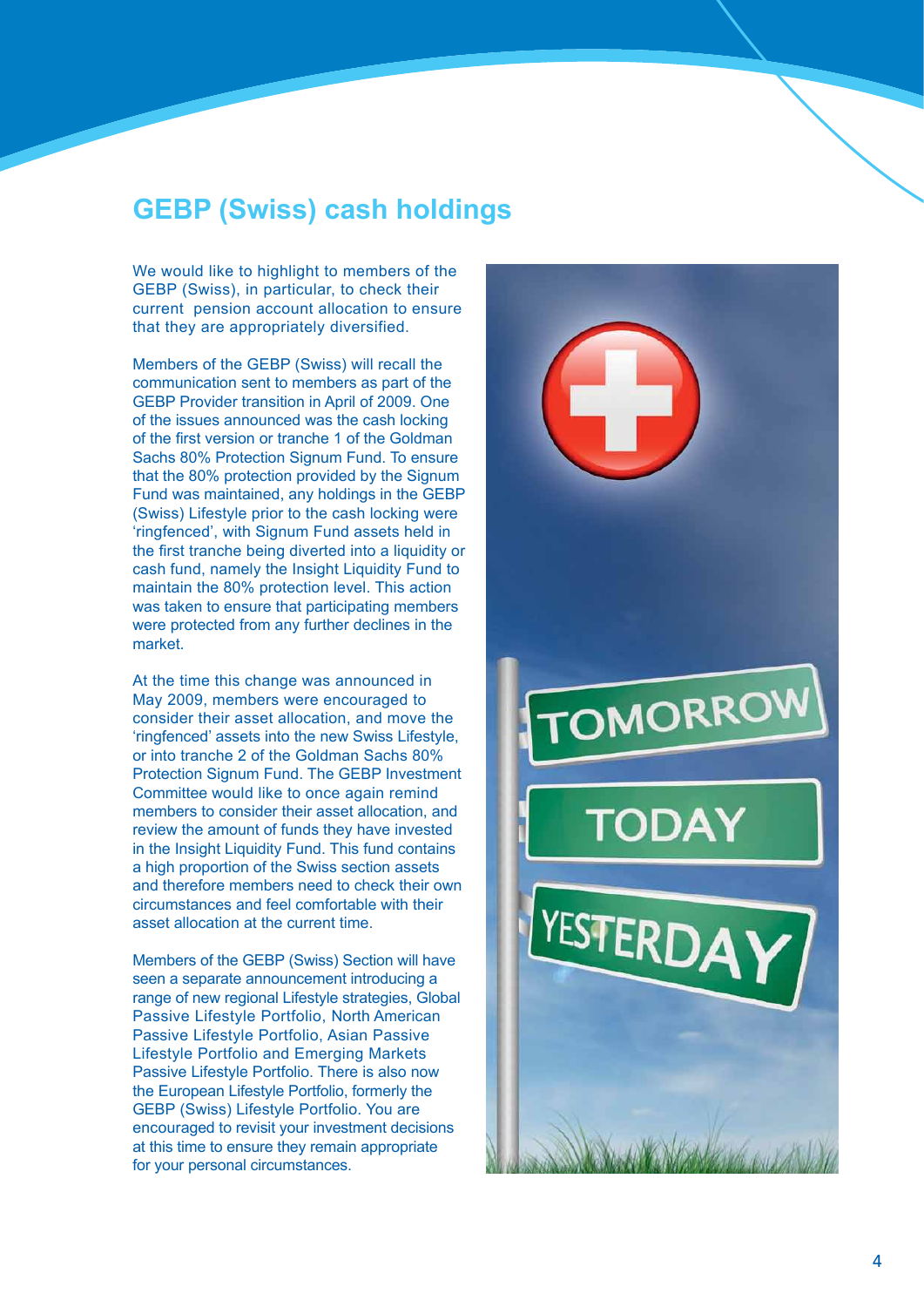## GEBP (Swiss) cash holdings

We would like to highlight to members of the GEBP (Swiss), in particular, to check their current pension account allocation to ensure that they are appropriately diversified.

Members of the GEBP (Swiss) will recall the communication sent to members as part of the GEBP Provider transition in April of 2009. One of the issues announced was the cash locking of the first version or tranche 1 of the Goldman Sachs 80% Protection Signum Fund. To ensure that the 80% protection provided by the Signum Fund was maintained, any holdings in the GEBP (Swiss) Lifestyle prior to the cash locking were 'ringfenced', with Signum Fund assets held in the first tranche being diverted into a liquidity or cash fund, namely the Insight Liquidity Fund to maintain the 80% protection level. This action was taken to ensure that participating members were protected from any further declines in the market.

At the time this change was announced in May 2009, members were encouraged to consider their asset allocation, and move the 'ringfenced' assets into the new Swiss Lifestyle, or into tranche 2 of the Goldman Sachs 80% Protection Signum Fund. The GEBP Investment Committee would like to once again remind members to consider their asset allocation, and review the amount of funds they have invested in the Insight Liquidity Fund. This fund contains a high proportion of the Swiss section assets and therefore members need to check their own circumstances and feel comfortable with their asset allocation at the current time.

Members of the GEBP (Swiss) Section will have seen a separate announcement introducing a range of new regional Lifestyle strategies, Global Passive Lifestyle Portfolio, North American Passive Lifestyle Portfolio, Asian Passive Lifestyle Portfolio and Emerging Markets Passive Lifestyle Portfolio. There is also now the European Lifestyle Portfolio, formerly the GEBP (Swiss) Lifestyle Portfolio. You are encouraged to revisit your investment decisions at this time to ensure they remain appropriate for your personal circumstances.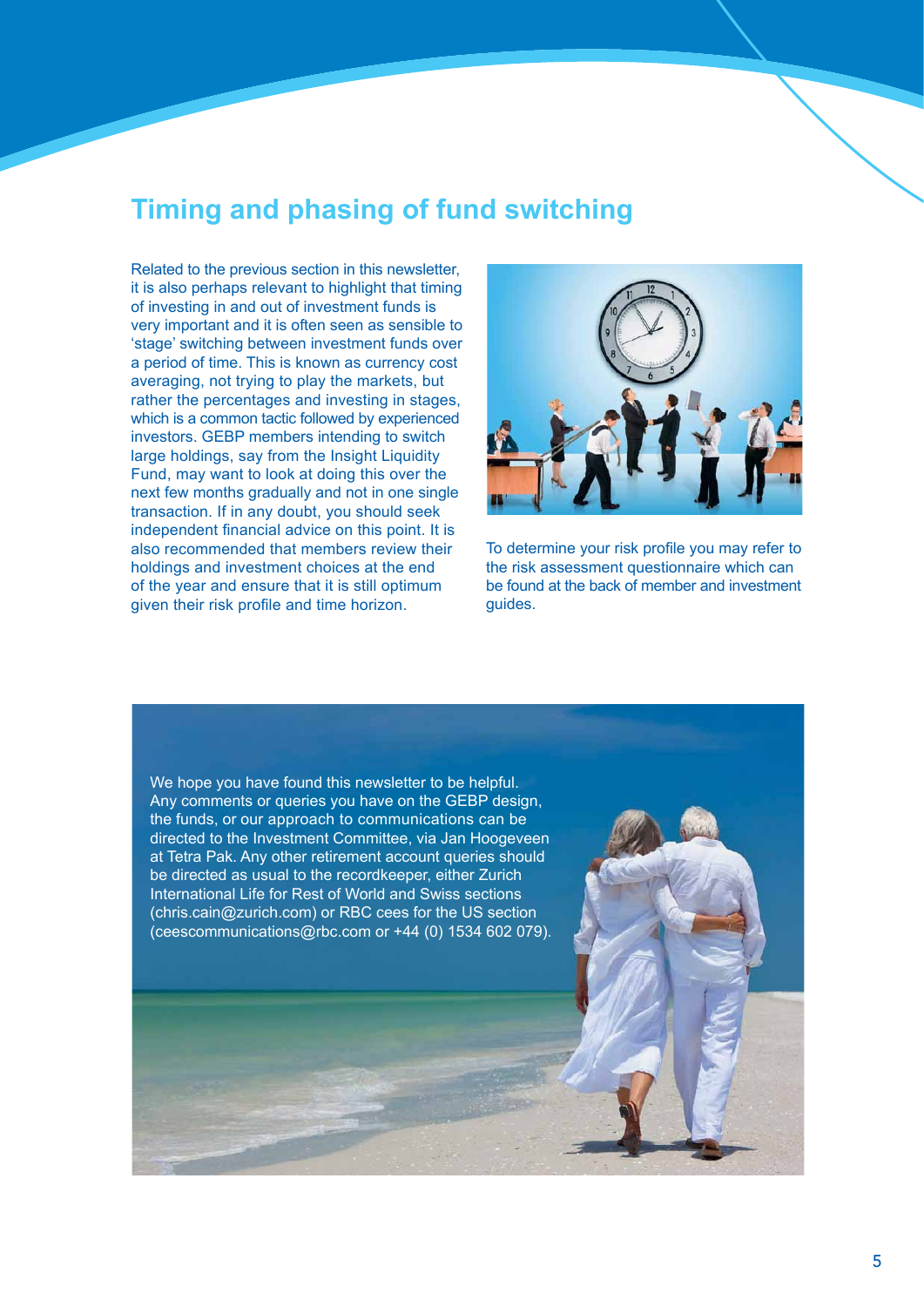# Timing and phasing of fund switching

Related to the previous section in this newsletter, it is also perhaps relevant to highlight that timing of investing in and out of investment funds is very important and it is often seen as sensible to 'stage' switching between investment funds over a period of time. This is known as currency cost averaging, not trying to play the markets, but rather the percentages and investing in stages, which is a common tactic followed by experienced investors. GEBP members intending to switch large holdings, say from the Insight Liquidity Fund, may want to look at doing this over the next few months gradually and not in one single transaction. If in any doubt, you should seek independent financial advice on this point. It is also recommended that members review their holdings and investment choices at the end of the year and ensure that it is still optimum given their risk profile and time horizon.

To determine your risk profile you may refer to the risk assessment questionnaire which can be found at the back of member and investment guides.

We hope you have found this newsletter to be helpful. Any comments or queries you have on the GEBP design, the funds, or our approach to communications can be directed to the Investment Committee, via Jan Hoogeveen at Tetra Pak. Any other retirement account queries should be directed as usual to the recordkeeper, either Zurich International Life for Rest of World and Swiss sections (chris.cain@zurich.com) or RBC cees for the US section (ceescommunications@rbc.com or +44 (0) 1534 602 079).